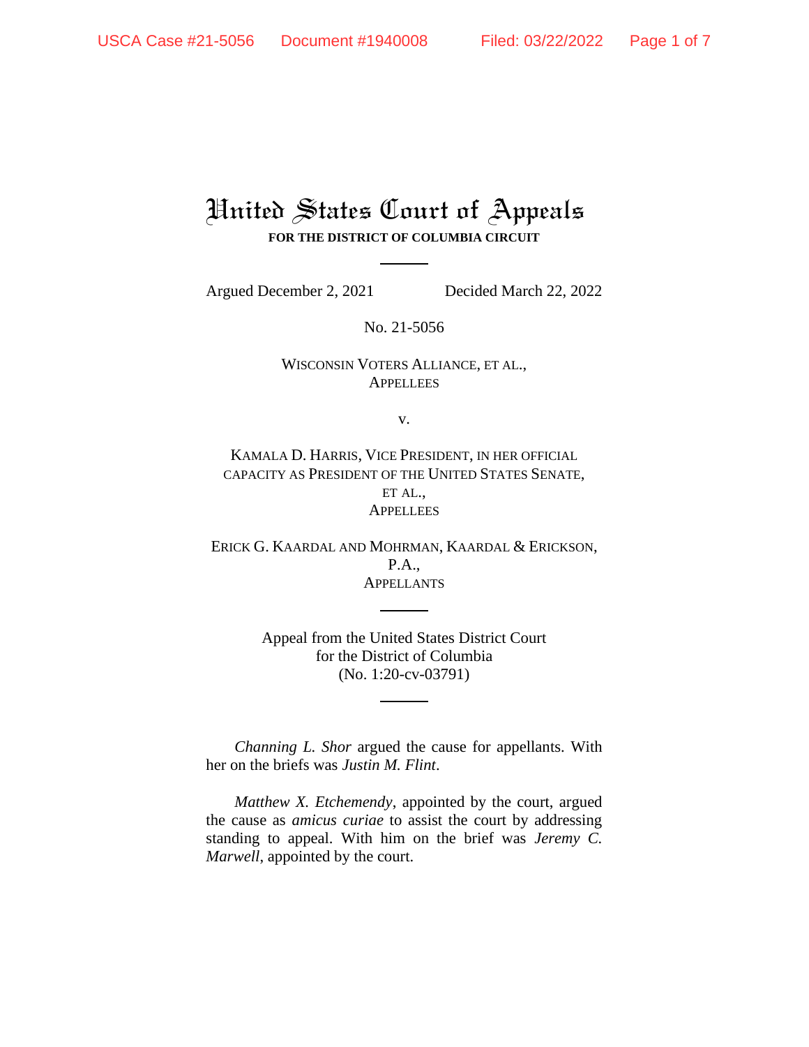# United States Court of Appeals

**FOR THE DISTRICT OF COLUMBIA CIRCUIT**

Argued December 2, 2021 Decided March 22, 2022

No. 21-5056

WISCONSIN VOTERS ALLIANCE, ET AL.,
APPELLEES

v.

KAMALA D. HARRIS, VICE PRESIDENT, IN HER OFFICIAL CAPACITY AS PRESIDENT OF THE UNITED STATES SENATE, ET AL.,
APPELLEES

ERICK G. KAARDAL AND MOHRMAN, KAARDAL & ERICKSON, P.A.,
APPELLANTS

Appeal from the United States District Court
for the District of Columbia
(No. 1:20-cv-03791)

*Channing L. Shor* argued the cause for appellants. With her on the briefs was *Justin M. Flint*.

*Matthew X. Etchemendy*, appointed by the court, argued the cause as *amicus curiae* to assist the court by addressing standing to appeal. With him on the brief was *Jeremy C. Marwell*, appointed by the court.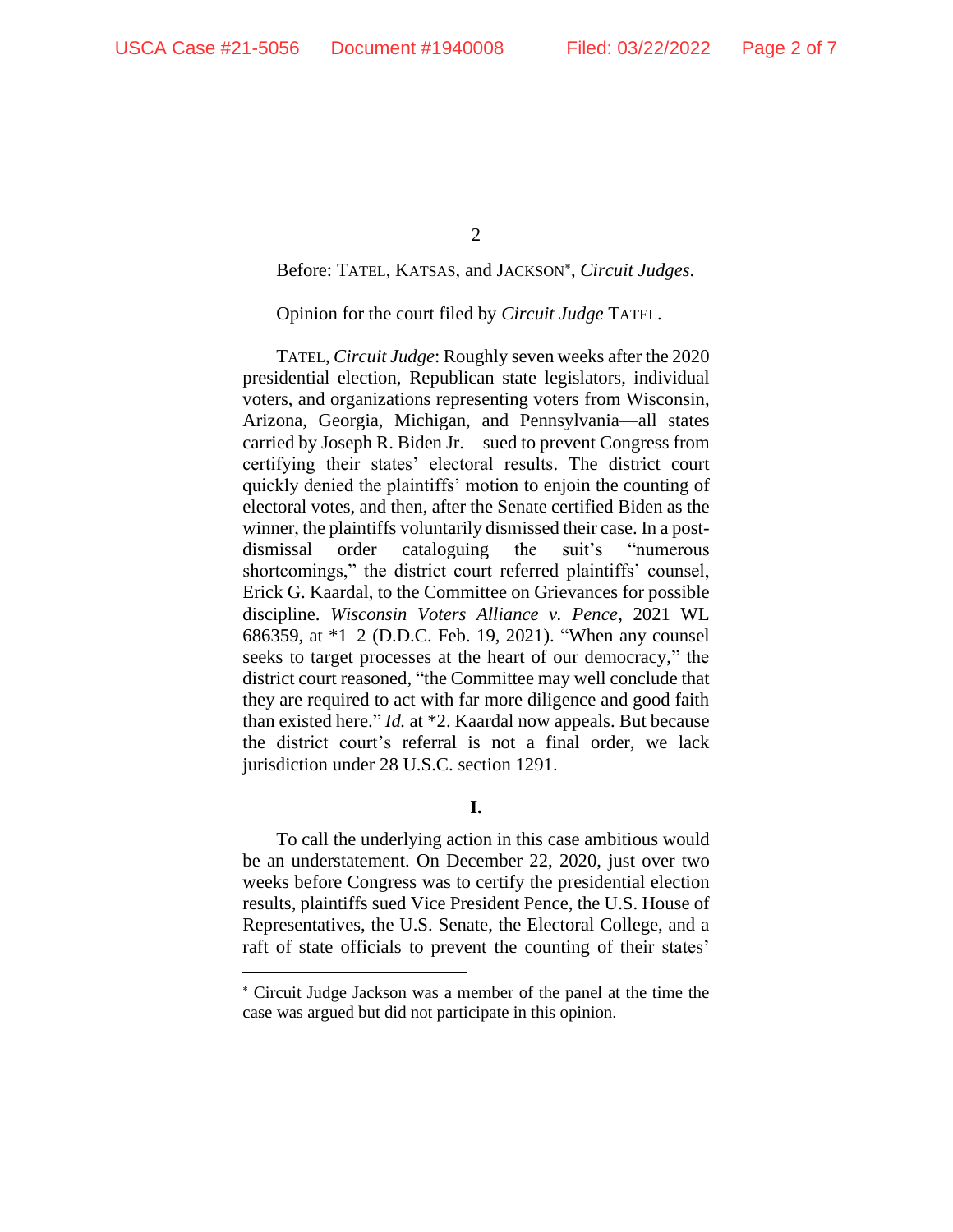Before: TATEL, KATSAS, and JACKSON*, *Circuit Judges*.

Opinion for the court filed by *Circuit Judge* TATEL.

TATEL, *Circuit Judge*: Roughly seven weeks after the 2020 presidential election, Republican state legislators, individual voters, and organizations representing voters from Wisconsin, Arizona, Georgia, Michigan, and Pennsylvania—all states carried by Joseph R. Biden Jr.—sued to prevent Congress from certifying their states' electoral results. The district court quickly denied the plaintiffs' motion to enjoin the counting of electoral votes, and then, after the Senate certified Biden as the winner, the plaintiffs voluntarily dismissed their case. In a post-dismissal order cataloguing the suit's "numerous shortcomings," the district court referred plaintiffs' counsel, Erick G. Kaardal, to the Committee on Grievances for possible discipline. *Wisconsin Voters Alliance v. Pence*, 2021 WL 686359, at *1–2 (D.D.C. Feb. 19, 2021). "When any counsel seeks to target processes at the heart of our democracy," the district court reasoned, "the Committee may well conclude that they are required to act with far more diligence and good faith than existed here." *Id.* at *2. Kaardal now appeals. But because the district court's referral is not a final order, we lack jurisdiction under 28 U.S.C. section 1291.

**I.**

To call the underlying action in this case ambitious would be an understatement. On December 22, 2020, just over two weeks before Congress was to certify the presidential election results, plaintiffs sued Vice President Pence, the U.S. House of Representatives, the U.S. Senate, the Electoral College, and a raft of state officials to prevent the counting of their states'

* Circuit Judge Jackson was a member of the panel at the time the case was argued but did not participate in this opinion.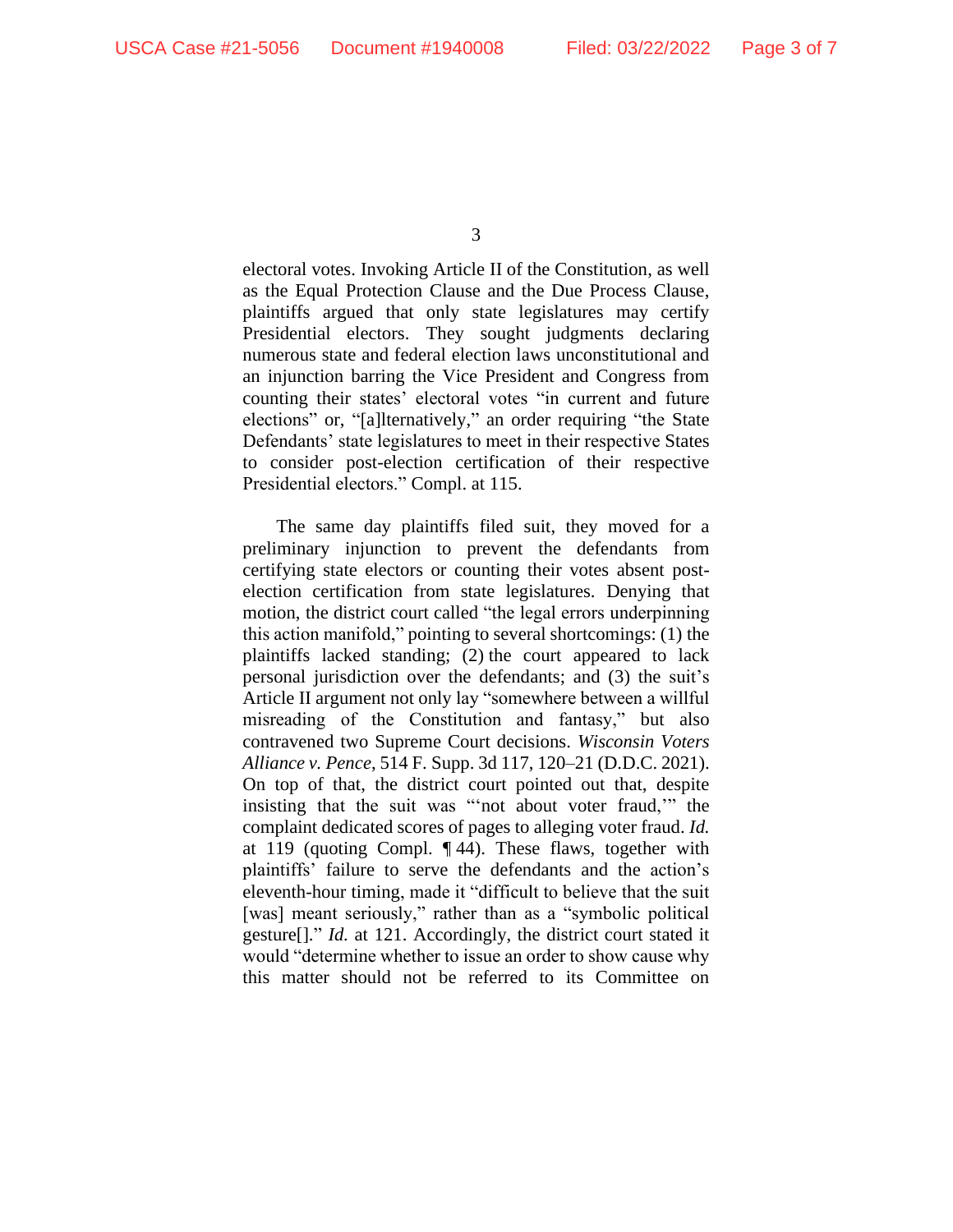electoral votes. Invoking Article II of the Constitution, as well as the Equal Protection Clause and the Due Process Clause, plaintiffs argued that only state legislatures may certify Presidential electors. They sought judgments declaring numerous state and federal election laws unconstitutional and an injunction barring the Vice President and Congress from counting their states' electoral votes "in current and future elections" or, "[a]lternatively," an order requiring "the State Defendants' state legislatures to meet in their respective States to consider post-election certification of their respective Presidential electors." Compl. at 115.

The same day plaintiffs filed suit, they moved for a preliminary injunction to prevent the defendants from certifying state electors or counting their votes absent post-election certification from state legislatures. Denying that motion, the district court called "the legal errors underpinning this action manifold," pointing to several shortcomings: (1) the plaintiffs lacked standing; (2) the court appeared to lack personal jurisdiction over the defendants; and (3) the suit's Article II argument not only lay "somewhere between a willful misreading of the Constitution and fantasy," but also contravened two Supreme Court decisions. *Wisconsin Voters Alliance v. Pence*, 514 F. Supp. 3d 117, 120–21 (D.D.C. 2021). On top of that, the district court pointed out that, despite insisting that the suit was "'not about voter fraud,'" the complaint dedicated scores of pages to alleging voter fraud. *Id.* at 119 (quoting Compl. ¶ 44). These flaws, together with plaintiffs' failure to serve the defendants and the action's eleventh-hour timing, made it "difficult to believe that the suit [was] meant seriously," rather than as a "symbolic political gesture[]." *Id.* at 121. Accordingly, the district court stated it would "determine whether to issue an order to show cause why this matter should not be referred to its Committee on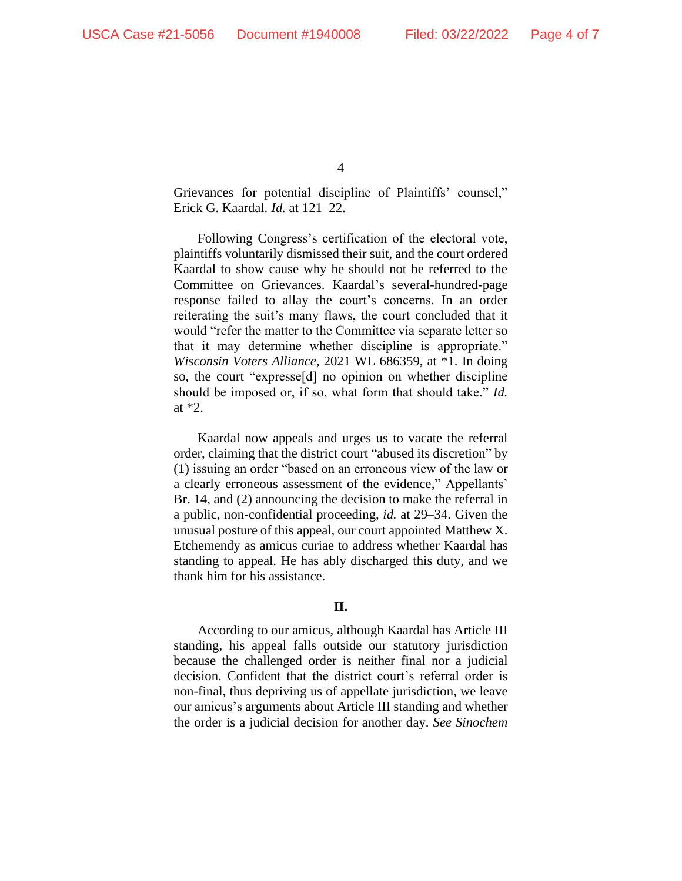Grievances for potential discipline of Plaintiffs' counsel," Erick G. Kaardal. *Id.* at 121–22.

Following Congress's certification of the electoral vote, plaintiffs voluntarily dismissed their suit, and the court ordered Kaardal to show cause why he should not be referred to the Committee on Grievances. Kaardal's several-hundred-page response failed to allay the court's concerns. In an order reiterating the suit's many flaws, the court concluded that it would "refer the matter to the Committee via separate letter so that it may determine whether discipline is appropriate." *Wisconsin Voters Alliance*, 2021 WL 686359, at *1. In doing so, the court "expresse[d] no opinion on whether discipline should be imposed or, if so, what form that should take." *Id.* at *2.

Kaardal now appeals and urges us to vacate the referral order, claiming that the district court "abused its discretion" by (1) issuing an order "based on an erroneous view of the law or a clearly erroneous assessment of the evidence," Appellants' Br. 14, and (2) announcing the decision to make the referral in a public, non-confidential proceeding, *id.* at 29–34. Given the unusual posture of this appeal, our court appointed Matthew X. Etchemendy as amicus curiae to address whether Kaardal has standing to appeal. He has ably discharged this duty, and we thank him for his assistance.

## II.

According to our amicus, although Kaardal has Article III standing, his appeal falls outside our statutory jurisdiction because the challenged order is neither final nor a judicial decision. Confident that the district court's referral order is non-final, thus depriving us of appellate jurisdiction, we leave our amicus's arguments about Article III standing and whether the order is a judicial decision for another day. *See Sinochem*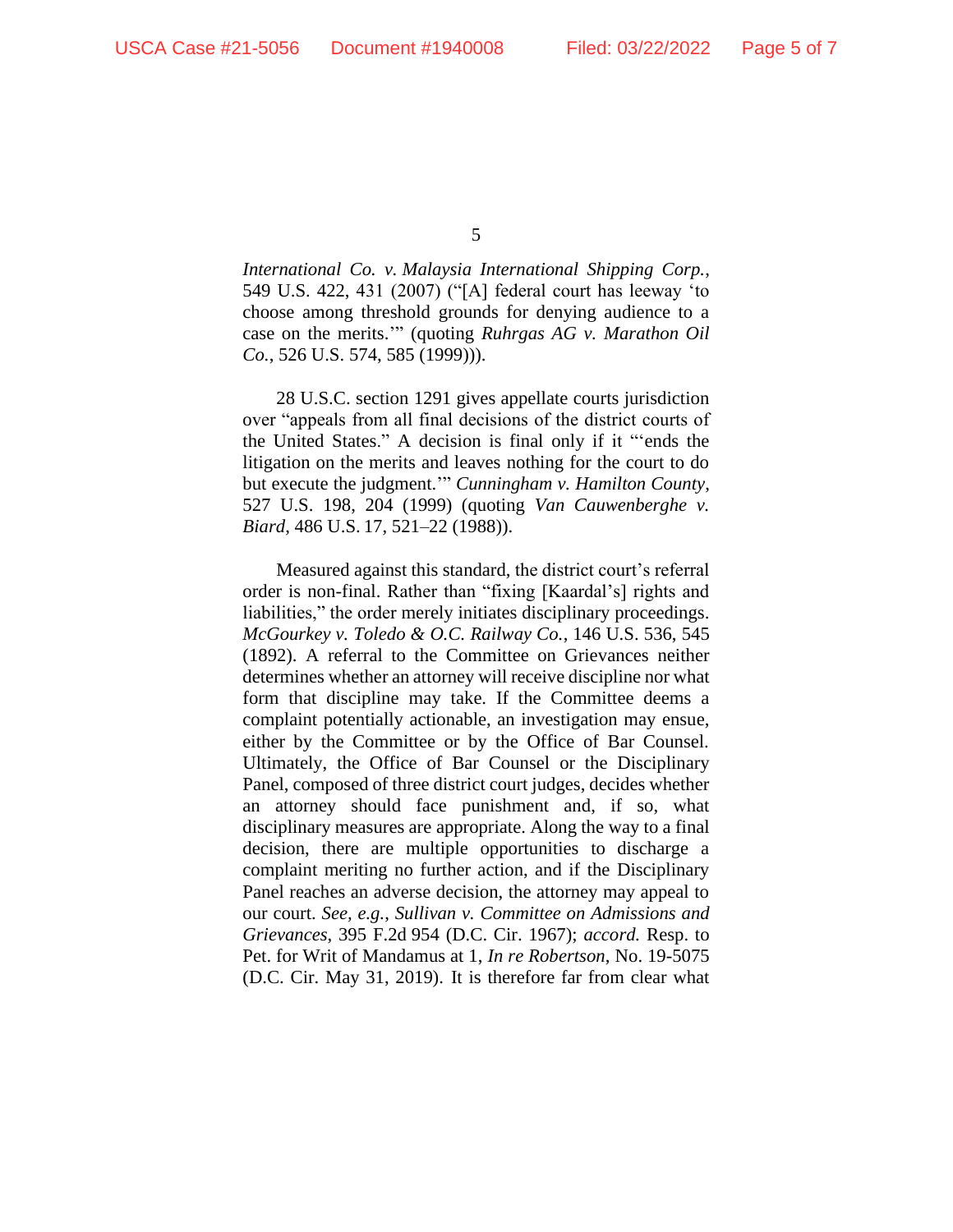*International Co. v. Malaysia International Shipping Corp.*, 549 U.S. 422, 431 (2007) ("[A] federal court has leeway 'to choose among threshold grounds for denying audience to a case on the merits.'" (quoting *Ruhrgas AG v. Marathon Oil Co.*, 526 U.S. 574, 585 (1999))).

28 U.S.C. section 1291 gives appellate courts jurisdiction over "appeals from all final decisions of the district courts of the United States." A decision is final only if it "'ends the litigation on the merits and leaves nothing for the court to do but execute the judgment.'" *Cunningham v. Hamilton County*, 527 U.S. 198, 204 (1999) (quoting *Van Cauwenberghe v. Biard*, 486 U.S. 17, 521–22 (1988)).

Measured against this standard, the district court's referral order is non-final. Rather than "fixing [Kaardal's] rights and liabilities," the order merely initiates disciplinary proceedings. *McGourkey v. Toledo & O.C. Railway Co.*, 146 U.S. 536, 545 (1892). A referral to the Committee on Grievances neither determines whether an attorney will receive discipline nor what form that discipline may take. If the Committee deems a complaint potentially actionable, an investigation may ensue, either by the Committee or by the Office of Bar Counsel. Ultimately, the Office of Bar Counsel or the Disciplinary Panel, composed of three district court judges, decides whether an attorney should face punishment and, if so, what disciplinary measures are appropriate. Along the way to a final decision, there are multiple opportunities to discharge a complaint meriting no further action, and if the Disciplinary Panel reaches an adverse decision, the attorney may appeal to our court. *See, e.g.*, *Sullivan v. Committee on Admissions and Grievances*, 395 F.2d 954 (D.C. Cir. 1967); *accord.* Resp. to Pet. for Writ of Mandamus at 1, *In re Robertson*, No. 19-5075 (D.C. Cir. May 31, 2019). It is therefore far from clear what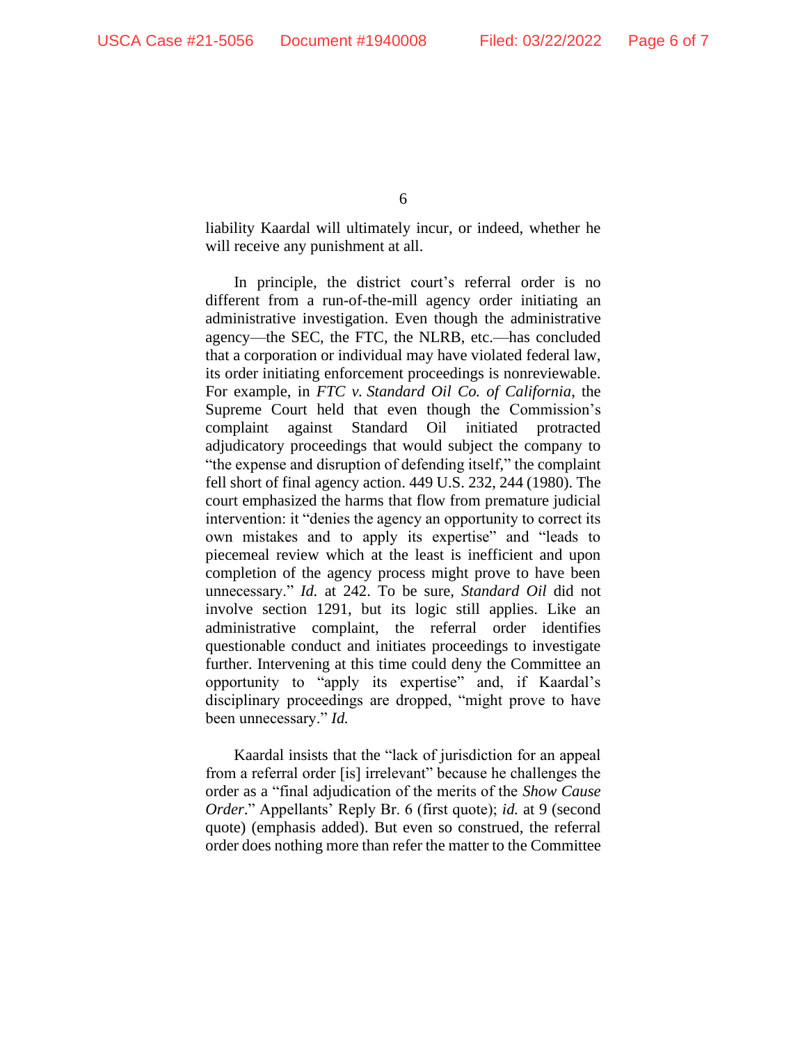liability Kaardal will ultimately incur, or indeed, whether he will receive any punishment at all.

In principle, the district court's referral order is no different from a run-of-the-mill agency order initiating an administrative investigation. Even though the administrative agency—the SEC, the FTC, the NLRB, etc.—has concluded that a corporation or individual may have violated federal law, its order initiating enforcement proceedings is nonreviewable. For example, in *FTC v. Standard Oil Co. of California*, the Supreme Court held that even though the Commission's complaint against Standard Oil initiated protracted adjudicatory proceedings that would subject the company to "the expense and disruption of defending itself," the complaint fell short of final agency action. 449 U.S. 232, 244 (1980). The court emphasized the harms that flow from premature judicial intervention: it "denies the agency an opportunity to correct its own mistakes and to apply its expertise" and "leads to piecemeal review which at the least is inefficient and upon completion of the agency process might prove to have been unnecessary." *Id.* at 242. To be sure, *Standard Oil* did not involve section 1291, but its logic still applies. Like an administrative complaint, the referral order identifies questionable conduct and initiates proceedings to investigate further. Intervening at this time could deny the Committee an opportunity to "apply its expertise" and, if Kaardal's disciplinary proceedings are dropped, "might prove to have been unnecessary." *Id.*

Kaardal insists that the "lack of jurisdiction for an appeal from a referral order [is] irrelevant" because he challenges the order as a "final adjudication of the merits of the *Show Cause Order*." Appellants' Reply Br. 6 (first quote); *id.* at 9 (second quote) (emphasis added). But even so construed, the referral order does nothing more than refer the matter to the Committee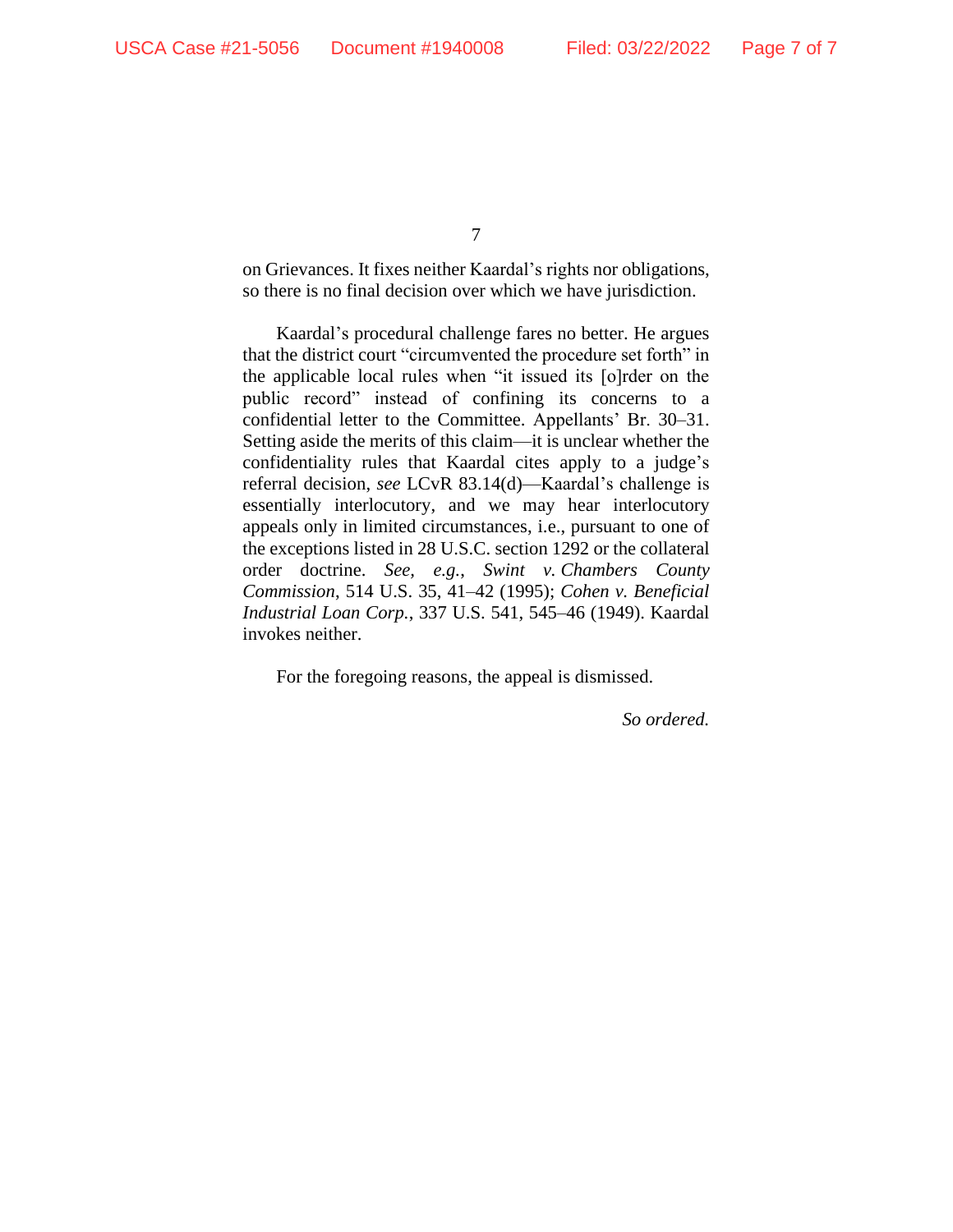on Grievances. It fixes neither Kaardal's rights nor obligations, so there is no final decision over which we have jurisdiction.

Kaardal's procedural challenge fares no better. He argues that the district court "circumvented the procedure set forth" in the applicable local rules when "it issued its [o]rder on the public record" instead of confining its concerns to a confidential letter to the Committee. Appellants' Br. 30–31. Setting aside the merits of this claim—it is unclear whether the confidentiality rules that Kaardal cites apply to a judge's referral decision, *see* LCvR 83.14(d)—Kaardal's challenge is essentially interlocutory, and we may hear interlocutory appeals only in limited circumstances, i.e., pursuant to one of the exceptions listed in 28 U.S.C. section 1292 or the collateral order doctrine. *See, e.g.*, *Swint v. Chambers County Commission*, 514 U.S. 35, 41–42 (1995); *Cohen v. Beneficial Industrial Loan Corp.*, 337 U.S. 541, 545–46 (1949). Kaardal invokes neither.

For the foregoing reasons, the appeal is dismissed.

*So ordered.*